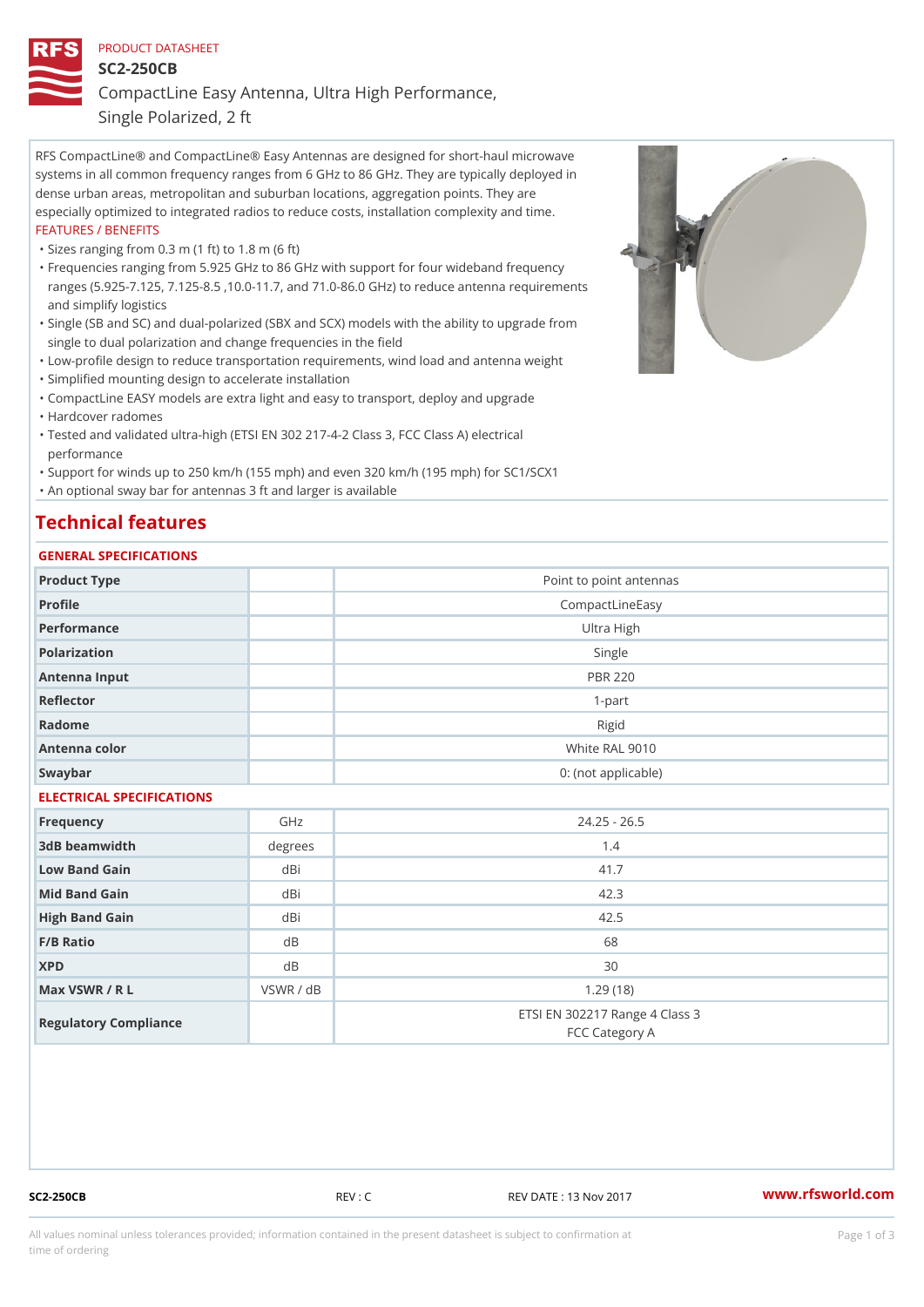PRODUCT DATASHEET

# SC2-250CB

## CompactLine Easy Antenna, Ultra High Performance, Single Polarized, 2 ft

RFS CompactLine® and CompactLine® Easy Antennas are designed for short-haul microwave systems in all common frequency ranges from 6 GHz to 86 GHz. They are typically deployed in dense urban areas, metropolitan and suburban locations, aggregation points. They are especially optimized to integrated radios to reduce costs, installation complexity and time.

FEATURES / BENEFITS

- Sizes ranging from 0.3 m (1 ft) to 1.8 m (6 ft)
- Frequencies ranging from 5.925 GHz to 86 GHz with support for four wideband frequency ranges (5.925-7.125, 7.125-8.5 ,10.0-11.7, and 71.0-86.0 GHz) to reduce antenna requirements and simplify logistics
- Single (SB and SC) and dual-polarized (SBX and SCX) models with the ability to upgrade from single to dual polarization and change frequencies in the field
- Low-profile design to reduce transportation requirements, wind load and antenna weight
- Simplified mounting design to accelerate installation
- CompactLine EASY models are extra light and easy to transport, deploy and upgrade
- Hardcover radomes
- Tested and validated ultra-high (ETSI EN 302 217-4-2 Class 3, FCC Class A) electrical performance
- Support for winds up to 250 km/h (155 mph) and even 320 km/h (195 mph) for SC1/SCX1
- An optional sway bar for antennas 3 ft and larger is available

# Technical features

### GENERAL SPECIFICATIONS

| | | |
|---|---|---|
| Product Type | | Point to point antennas |
| Profile | | CompactLineEasy |
| Performance | | Ultra High |
| Polarization | | Single |
| Antenna Input | | PBR 220 |
| Reflector | | 1-part |
| Radome | | Rigid |
| Antenna color | | White RAL 9010 |
| Swaybar | | 0: (not applicable) |

### ELECTRICAL SPECIFICATIONS

| | | |
|---|---|---|
| Frequency | GHz | 24.25 - 26.5 |
| 3dB beamwidth | degrees | 1.4 |
| Low Band Gain | dBi | 41.7 |
| Mid Band Gain | dBi | 42.3 |
| High Band Gain | dBi | 42.5 |
| F/B Ratio | dB | 68 |
| XPD | dB | 30 |
| Max VSWR / R L | VSWR / dB | 1.29 (18) |
| Regulatory Compliance | | ETSI EN 302217 Range 4 Class 3<br>FCC Category A |

SC2-250CB REV : C REV DATE : 13 Nov 2017 www.rfsworld.com

All values nominal unless tolerances provided; information contained in the present datasheet is subject to confirmation at time of ordering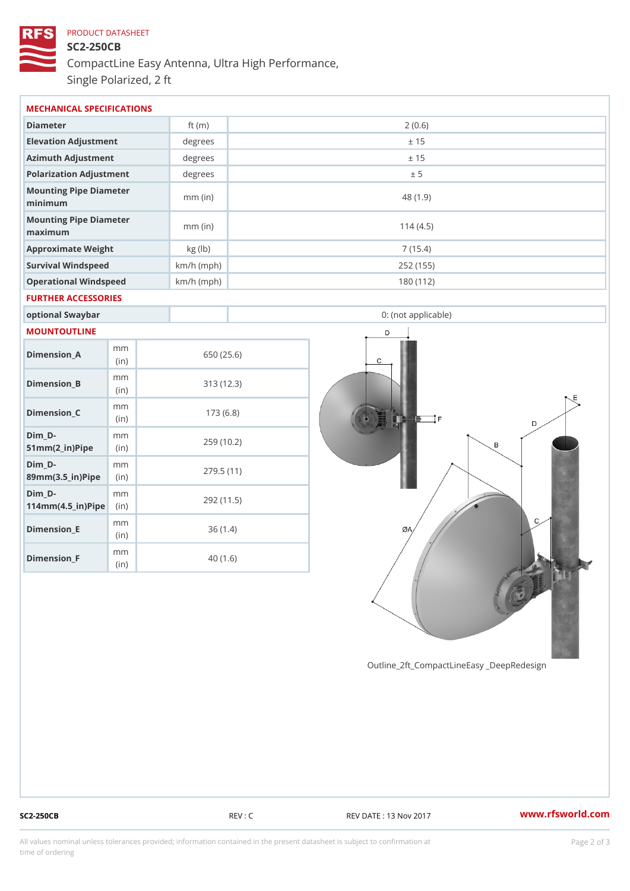PRODUCT DATASHEET

# SC2-250CB

CompactLine Easy Antenna, Ultra High Performance, Single Polarized, 2 ft

## MECHANICAL SPECIFICATIONS

| | | |
|---|---|---|
| Diameter | ft (m) | 2 (0.6) |
| Elevation Adjustment | degrees | ± 15 |
| Azimuth Adjustment | degrees | ± 15 |
| Polarization Adjustment | degrees | ± 5 |
| Mounting Pipe Diameter minimum | mm (in) | 48 (1.9) |
| Mounting Pipe Diameter maximum | mm (in) | 114 (4.5) |
| Approximate Weight | kg (lb) | 7 (15.4) |
| Survival Windspeed | km/h (mph) | 252 (155) |
| Operational Windspeed | km/h (mph) | 180 (112) |

## FURTHER ACCESSORIES

| | | |
|---|---|---|
| optional Swaybar | | 0: (not applicable) |

## MOUNTOUTLINE

| | | |
|---|---|---|
| Dimension_A | mm (in) | 650 (25.6) |
| Dimension_B | mm (in) | 313 (12.3) |
| Dimension_C | mm (in) | 173 (6.8) |
| Dim_D-51mm(2_in)Pipe | mm (in) | 259 (10.2) |
| Dim_D-89mm(3.5_in)Pipe | mm (in) | 279.5 (11) |
| Dim_D-114mm(4.5_in)Pipe | mm (in) | 292 (11.5) |
| Dimension_E | mm (in) | 36 (1.4) |
| Dimension_F | mm (in) | 40 (1.6) |

Outline_2ft_CompactLineEasy _DeepRedesign

SC2-250CB REV : C REV DATE : 13 Nov 2017 www.rfsworld.com

All values nominal unless tolerances provided; information contained in the present datasheet is subject to confirmation at time of ordering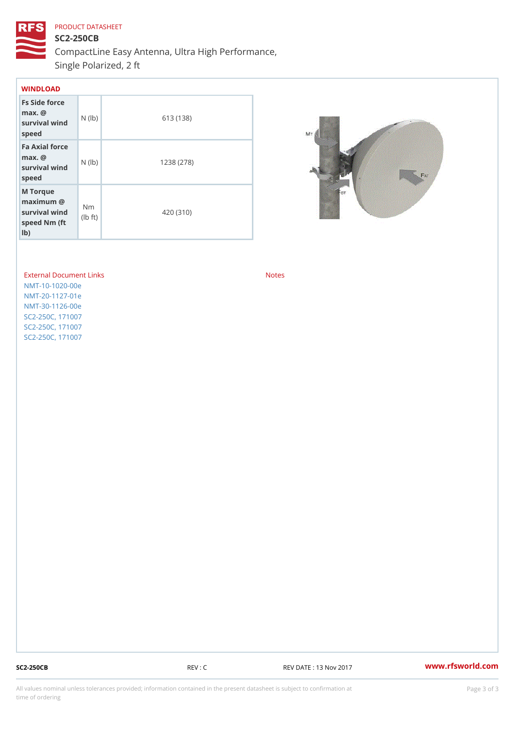PRODUCT DATASHEET

# SC2-250CB

## CompactLine Easy Antenna, Ultra High Performance, Single Polarized, 2 ft

### WINDLOAD

| | | |
|---|---|---|
| Fs Side force max. @ survival wind speed | N (lb) | 613 (138) |
| Fa Axial force max. @ survival wind speed | N (lb) | 1238 (278) |
| M Torque maximum @ survival wind speed Nm (ft lb) | Nm (lb ft) | 420 (310) |

MT

FAT

FST

External Document Links

NMT-10-1020-00e
NMT-20-1127-01e
NMT-30-1126-00e
SC2-250C, 171007
SC2-250C, 171007
SC2-250C, 171007

Notes

SC2-250CB REV : C REV DATE : 13 Nov 2017 www.rfsworld.com

All values nominal unless tolerances provided; information contained in the present datasheet is subject to confirmation at time of ordering